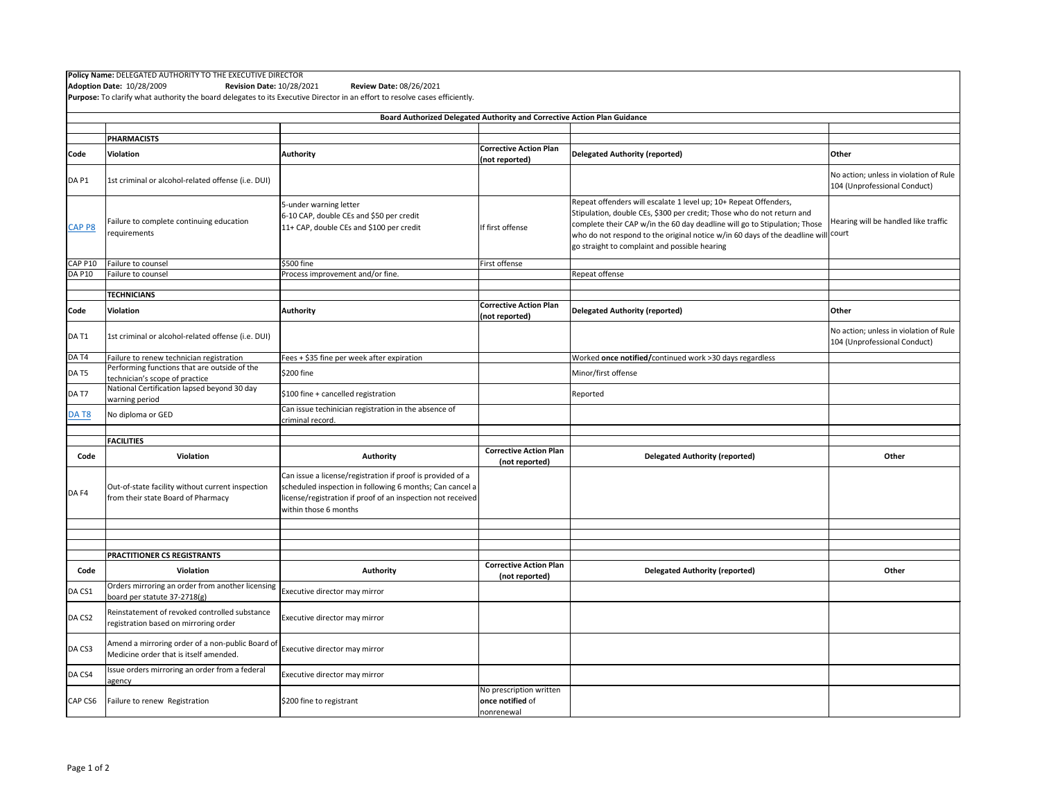**Policy Name:** DELEGATED AUTHORITY TO THE EXECUTIVE DIRECTOR
**Adoption Date:** 10/28/2009 **Revision Date:** 10/28/2021 **Review Date:** 08/26/2021
**Purpose:** To clarify what authority the board delegates to its Executive Director in an effort to resolve cases efficiently.

## Board Authorized Delegated Authority and Corrective Action Plan Guidance

| | | | | | |
|---|---|---|---|---|---|
| | **PHARMACISTS** | | | | |
| **Code** | **Violation** | **Authority** | **Corrective Action Plan (not reported)** | **Delegated Authority (reported)** | **Other** |
| DA P1 | 1st criminal or alcohol-related offense (i.e. DUI) | | | | No action; unless in violation of Rule 104 (Unprofessional Conduct) |
| CAP P8 | Failure to complete continuing education requirements | 5-under warning letter<br>6-10 CAP, double CEs and $50 per credit<br>11+ CAP, double CEs and $100 per credit | If first offense | Repeat offenders will escalate 1 level up; 10+ Repeat Offenders, Stipulation, double CEs, $300 per credit; Those who do not return and complete their CAP w/in the 60 day deadline will go to Stipulation; Those who do not respond to the original notice w/in 60 days of the deadline will go straight to complaint and possible hearing | Hearing will be handled like traffic court |
| CAP P10 | Failure to counsel | $500 fine | First offense | | |
| DA P10 | Failure to counsel | Process improvement and/or fine. | | Repeat offense | |
| | | | | | |
| | **TECHNICIANS** | | | | |
| **Code** | **Violation** | **Authority** | **Corrective Action Plan (not reported)** | **Delegated Authority (reported)** | **Other** |
| DA T1 | 1st criminal or alcohol-related offense (i.e. DUI) | | | | No action; unless in violation of Rule 104 (Unprofessional Conduct) |
| DA T4 | Failure to renew technician registration | Fees + $35 fine per week after expiration | | Worked **once notified/**continued work >30 days regardless | |
| DA T5 | Performing functions that are outside of the technician's scope of practice | $200 fine | | Minor/first offense | |
| DA T7 | National Certification lapsed beyond 30 day warning period | $100 fine + cancelled registration | | Reported | |
| DA T8 | No diploma or GED | Can issue techinician registration in the absence of criminal record. | | | |
| | | | | | |
| | **FACILITIES** | | | | |
| **Code** | **Violation** | **Authority** | **Corrective Action Plan (not reported)** | **Delegated Authority (reported)** | **Other** |
| DA F4 | Out-of-state facility without current inspection from their state Board of Pharmacy | Can issue a license/registration if proof is provided of a scheduled inspection in following 6 months; Can cancel a license/registration if proof of an inspection not received within those 6 months | | | |
| | | | | | |
| | | | | | |
| | | | | | |
| | **PRACTITIONER CS REGISTRANTS** | | | | |
| **Code** | **Violation** | **Authority** | **Corrective Action Plan (not reported)** | **Delegated Authority (reported)** | **Other** |
| DA CS1 | Orders mirroring an order from another licensing board per statute 37-2718(g) | Executive director may mirror | | | |
| DA CS2 | Reinstatement of revoked controlled substance registration based on mirroring order | Executive director may mirror | | | |
| DA CS3 | Amend a mirroring order of a non-public Board of Medicine order that is itself amended. | Executive director may mirror | | | |
| DA CS4 | Issue orders mirroring an order from a federal agency | Executive director may mirror | | | |
| CAP CS6 | Failure to renew Registration | $200 fine to registrant | No prescription written **once notified** of nonrenewal | | |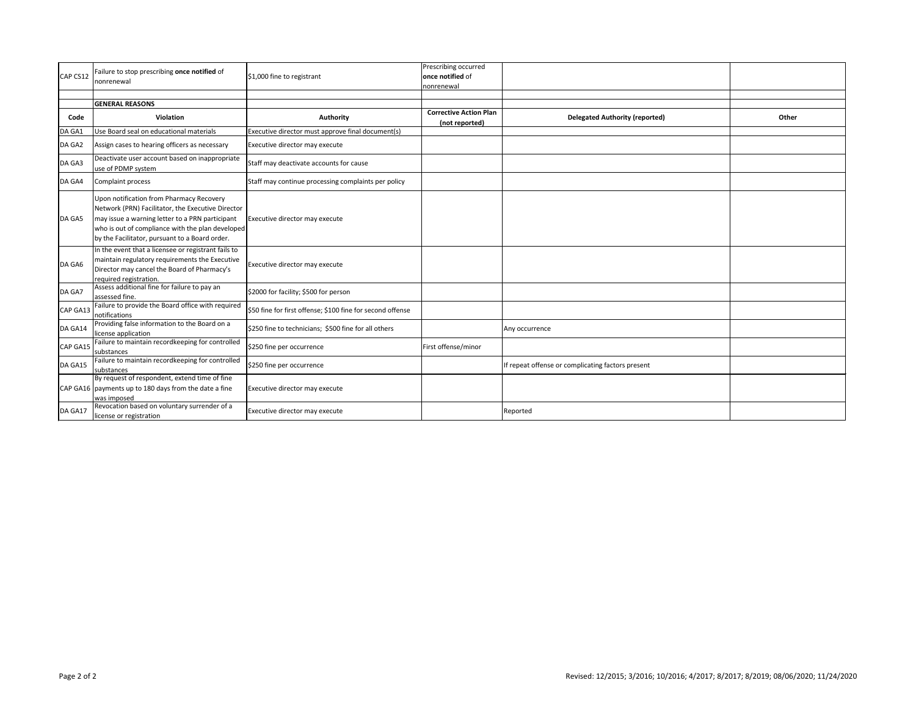| Code | Violation | Authority | Corrective Action Plan (not reported) | Delegated Authority (reported) | Other |
|---|---|---|---|---|---|
| CAP CS12 | Failure to stop prescribing **once notified** of nonrenewal | $1,000 fine to registrant | Prescribing occurred **once notified** of nonrenewal | | |
| | | | | | |
| | **GENERAL REASONS** | | | | |
| **Code** | **Violation** | **Authority** | **Corrective Action Plan (not reported)** | **Delegated Authority (reported)** | **Other** |
| DA GA1 | Use Board seal on educational materials | Executive director must approve final document(s) | | | |
| DA GA2 | Assign cases to hearing officers as necessary | Executive director may execute | | | |
| DA GA3 | Deactivate user account based on inappropriate use of PDMP system | Staff may deactivate accounts for cause | | | |
| DA GA4 | Complaint process | Staff may continue processing complaints per policy | | | |
| DA GA5 | Upon notification from Pharmacy Recovery Network (PRN) Facilitator, the Executive Director may issue a warning letter to a PRN participant who is out of compliance with the plan developed by the Facilitator, pursuant to a Board order. | Executive director may execute | | | |
| DA GA6 | In the event that a licensee or registrant fails to maintain regulatory requirements the Executive Director may cancel the Board of Pharmacy's required registration. | Executive director may execute | | | |
| DA GA7 | Assess additional fine for failure to pay an assessed fine. | $2000 for facility; $500 for person | | | |
| CAP GA13 | Failure to provide the Board office with required notifications | $50 fine for first offense; $100 fine for second offense | | | |
| DA GA14 | Providing false information to the Board on a license application | $250 fine to technicians; $500 fine for all others | | Any occurrence | |
| CAP GA15 | Failure to maintain recordkeeping for controlled substances | $250 fine per occurrence | First offense/minor | | |
| DA GA15 | Failure to maintain recordkeeping for controlled substances | $250 fine per occurrence | | If repeat offense or complicating factors present | |
| CAP GA16 | By request of respondent, extend time of fine payments up to 180 days from the date a fine was imposed | Executive director may execute | | | |
| DA GA17 | Revocation based on voluntary surrender of a license or registration | Executive director may execute | | Reported | |

Revised: 12/2015; 3/2016; 10/2016; 4/2017; 8/2017; 8/2019; 08/06/2020; 11/24/2020